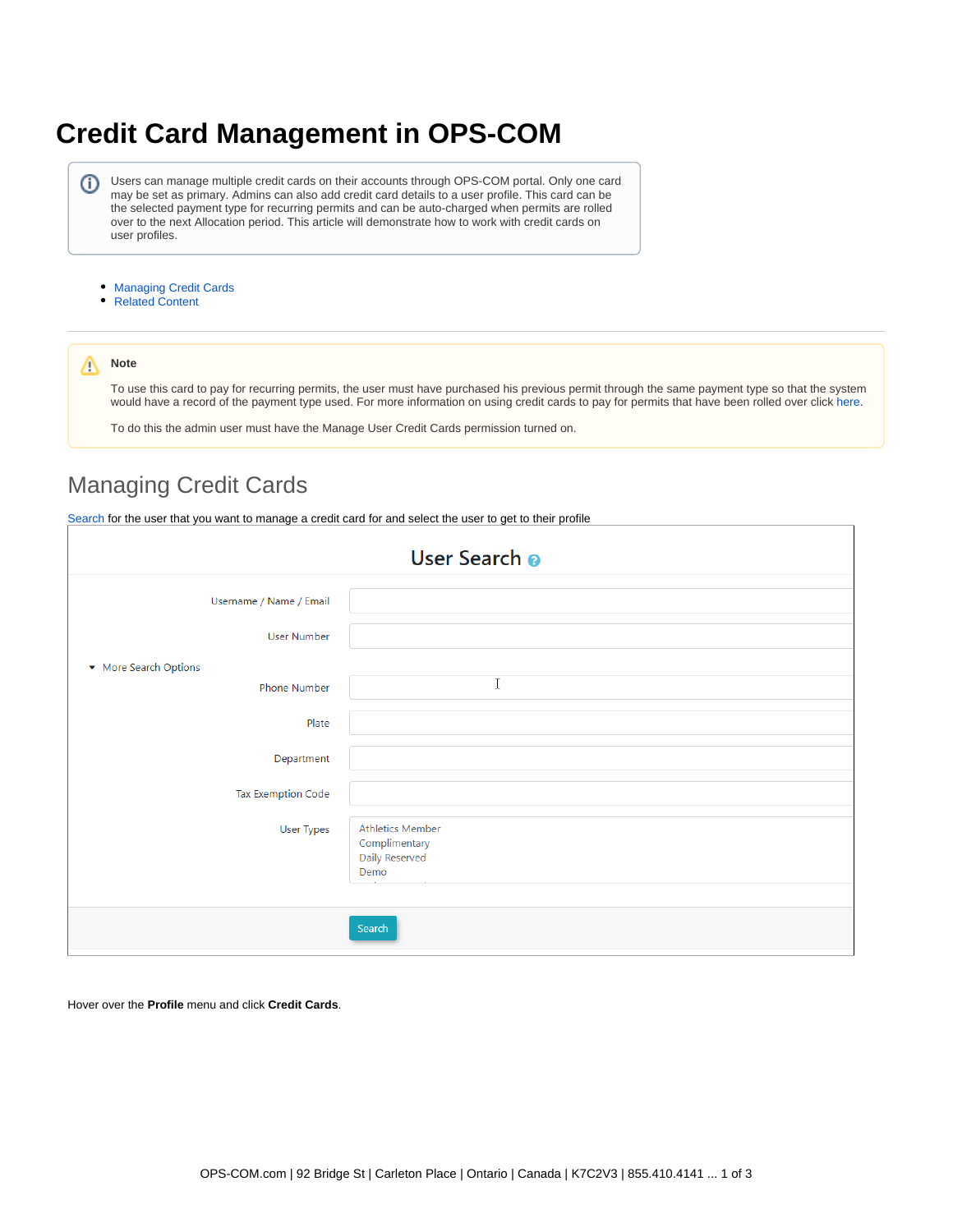# Credit Card Management in OPS-COM

Users can manage multiple credit cards on their accounts through OPS-COM portal. Only one card may be set as primary. Admins can also add credit card details to a user profile. This card can be the selected payment type for recurring permits and can be auto-charged when permits are rolled over to the next Allocation period. This article will demonstrate how to work with credit cards on user profiles.

- Managing Credit Cards
- Related Content

---

**Note**

To use this card to pay for recurring permits, the user must have purchased his previous permit through the same payment type so that the system would have a record of the payment type used. For more information on using credit cards to pay for permits that have been rolled over click here.

To do this the admin user must have the Manage User Credit Cards permission turned on.

## Managing Credit Cards

Search for the user that you want to manage a credit card for and select the user to get to their profile

**User Search**

Username / Name / Email

User Number

More Search Options

Phone Number

Plate

Department

Tax Exemption Code

User Types: Athletics Member, Complimentary, Daily Reserved, Demo

Search

Hover over the **Profile** menu and click **Credit Cards**.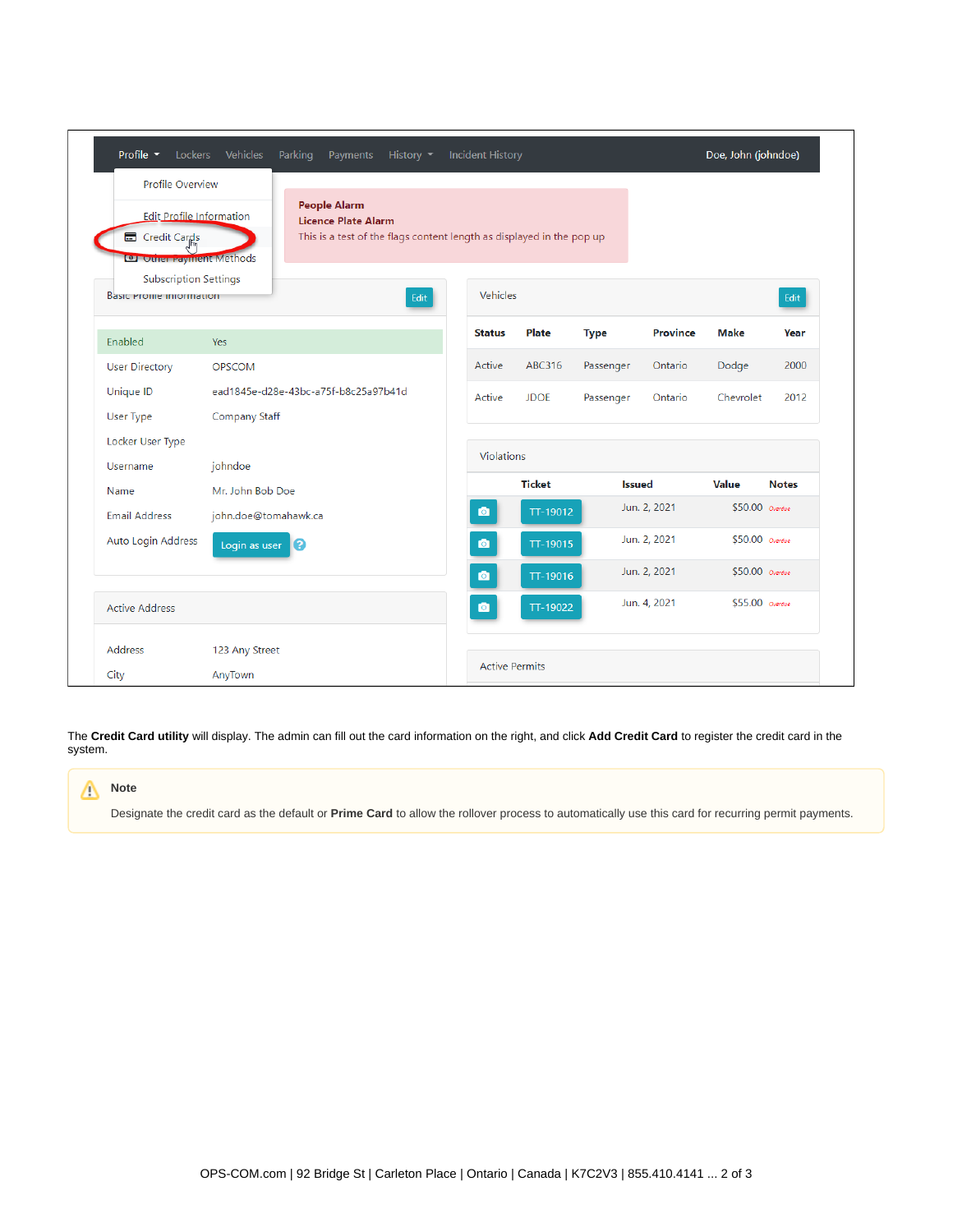The **Credit Card utility** will display. The admin can fill out the card information on the right, and click **Add Credit Card** to register the credit card in the system.

> **Note**
>
> Designate the credit card as the default or **Prime Card** to allow the rollover process to automatically use this card for recurring permit payments.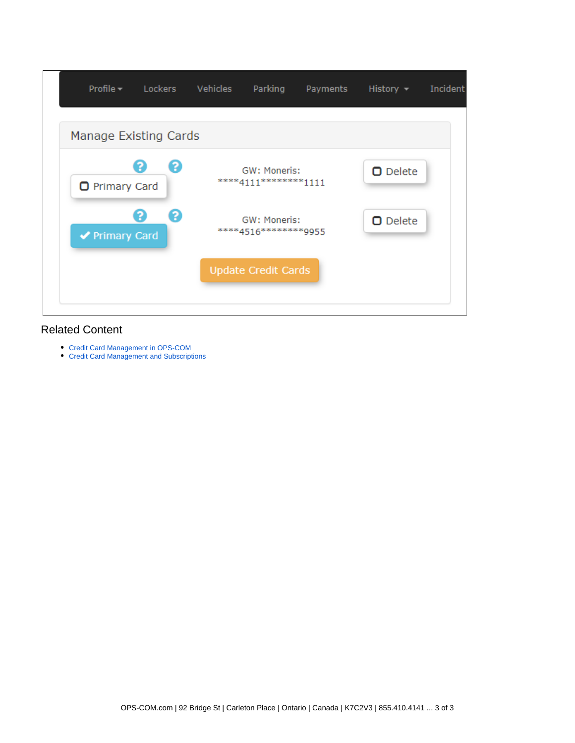Profile Lockers Vehicles Parking Payments History Incident

Manage Existing Cards

Primary Card

GW: Moneris:
*****4111*********1111

Delete

Primary Card

GW: Moneris:
*****4516*********9955

Delete

Update Credit Cards

## Related Content

- Credit Card Management in OPS-COM
- Credit Card Management and Subscriptions

OPS-COM.com | 92 Bridge St | Carleton Place | Ontario | Canada | K7C2V3 | 855.410.4141